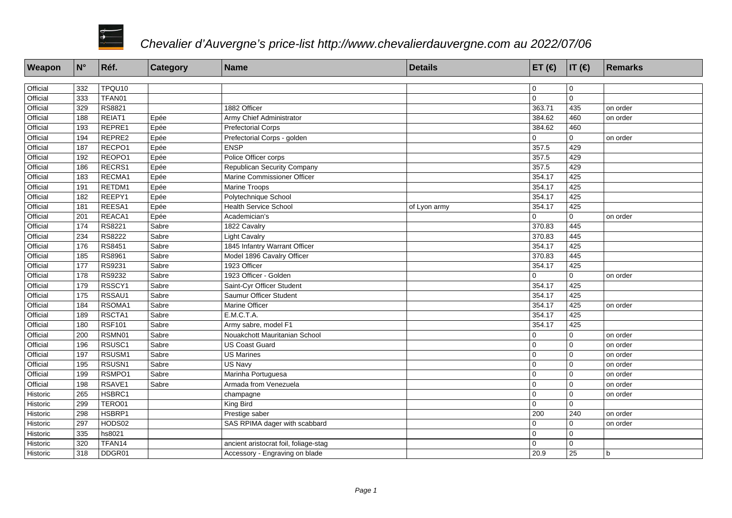# *Chevalier d'Auvergne's price-list http://www.chevalierdauvergne.com au 2022/07/06*

| Weapon | N° | Réf. | Category | Name | Details | ET (€) | IT (€) | Remarks |
|---|---|---|---|---|---|---|---|---|
| Official | 332 | TPQU10 | | | | 0 | 0 | |
| Official | 333 | TFAN01 | | | | 0 | 0 | |
| Official | 329 | RS8821 | | 1882 Officer | | 363.71 | 435 | on order |
| Official | 188 | REIAT1 | Epée | Army Chief Administrator | | 384.62 | 460 | on order |
| Official | 193 | REPRE1 | Epée | Prefectorial Corps | | 384.62 | 460 | |
| Official | 194 | REPRE2 | Epée | Prefectorial Corps - golden | | 0 | 0 | on order |
| Official | 187 | RECPO1 | Epée | ENSP | | 357.5 | 429 | |
| Official | 192 | REOPO1 | Epée | Police Officer corps | | 357.5 | 429 | |
| Official | 186 | RECRS1 | Epée | Republican Security Company | | 357.5 | 429 | |
| Official | 183 | RECMA1 | Epée | Marine Commissioner Officer | | 354.17 | 425 | |
| Official | 191 | RETDM1 | Epée | Marine Troops | | 354.17 | 425 | |
| Official | 182 | REEPY1 | Epée | Polytechnique School | | 354.17 | 425 | |
| Official | 181 | REESA1 | Epée | Health Service School | of Lyon army | 354.17 | 425 | |
| Official | 201 | REACA1 | Epée | Academician's | | 0 | 0 | on order |
| Official | 174 | RS8221 | Sabre | 1822 Cavalry | | 370.83 | 445 | |
| Official | 234 | RS8222 | Sabre | Light Cavalry | | 370.83 | 445 | |
| Official | 176 | RS8451 | Sabre | 1845 Infantry Warrant Officer | | 354.17 | 425 | |
| Official | 185 | RS8961 | Sabre | Model 1896 Cavalry Officer | | 370.83 | 445 | |
| Official | 177 | RS9231 | Sabre | 1923 Officer | | 354.17 | 425 | |
| Official | 178 | RS9232 | Sabre | 1923 Officer - Golden | | 0 | 0 | on order |
| Official | 179 | RSSCY1 | Sabre | Saint-Cyr Officer Student | | 354.17 | 425 | |
| Official | 175 | RSSAU1 | Sabre | Saumur Officer Student | | 354.17 | 425 | |
| Official | 184 | RSOMA1 | Sabre | Marine Officer | | 354.17 | 425 | on order |
| Official | 189 | RSCTA1 | Sabre | E.M.C.T.A. | | 354.17 | 425 | |
| Official | 180 | RSF101 | Sabre | Army sabre, model F1 | | 354.17 | 425 | |
| Official | 200 | RSMN01 | Sabre | Nouakchott Mauritanian School | | 0 | 0 | on order |
| Official | 196 | RSUSC1 | Sabre | US Coast Guard | | 0 | 0 | on order |
| Official | 197 | RSUSM1 | Sabre | US Marines | | 0 | 0 | on order |
| Official | 195 | RSUSN1 | Sabre | US Navy | | 0 | 0 | on order |
| Official | 199 | RSMPO1 | Sabre | Marinha Portuguesa | | 0 | 0 | on order |
| Official | 198 | RSAVE1 | Sabre | Armada from Venezuela | | 0 | 0 | on order |
| Historic | 265 | HSBRC1 | | champagne | | 0 | 0 | on order |
| Historic | 299 | TERO01 | | King Bird | | 0 | 0 | |
| Historic | 298 | HSBRP1 | | Prestige saber | | 200 | 240 | on order |
| Historic | 297 | HODS02 | | SAS RPIMA dager with scabbard | | 0 | 0 | on order |
| Historic | 335 | hs8021 | | | | 0 | 0 | |
| Historic | 320 | TFAN14 | | ancient aristocrat foil, foliage-stag | | 0 | 0 | |
| Historic | 318 | DDGR01 | | Accessory - Engraving on blade | | 20.9 | 25 | b |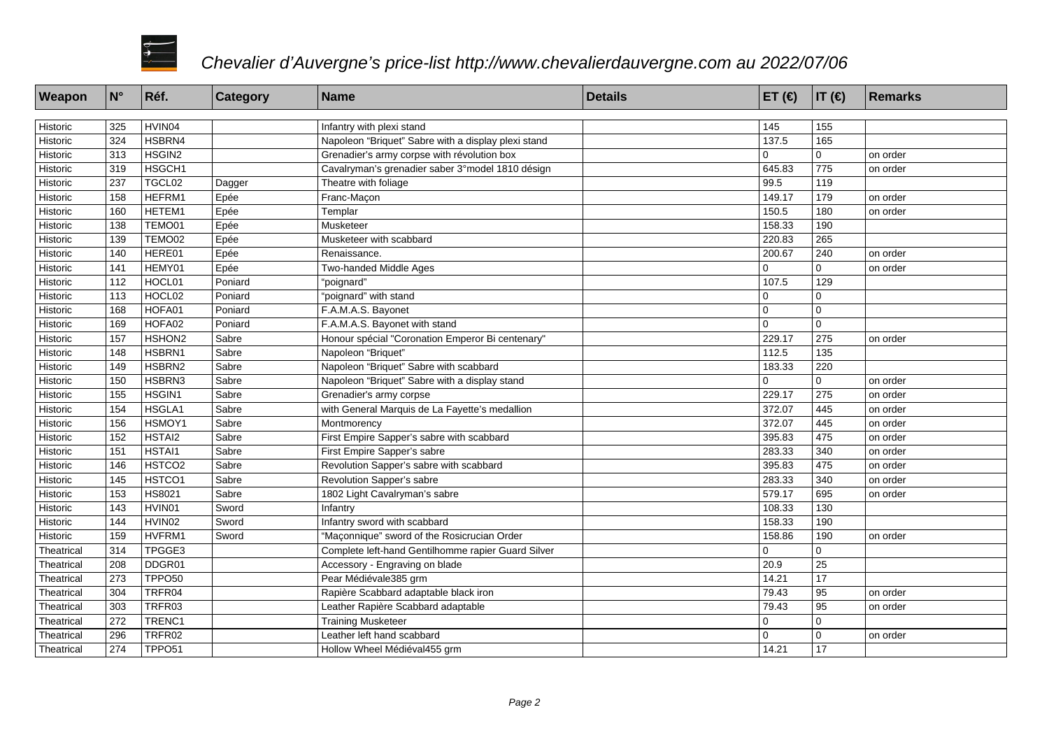*Chevalier d'Auvergne's price-list http://www.chevalierdauvergne.com au 2022/07/06*

| Weapon | N° | Réf. | Category | Name | Details | ET (€) | IT (€) | Remarks |
|---|---|---|---|---|---|---|---|---|
| Historic | 325 | HVIN04 | | Infantry with plexi stand | | 145 | 155 | |
| Historic | 324 | HSBRN4 | | Napoleon "Briquet" Sabre with a display plexi stand | | 137.5 | 165 | |
| Historic | 313 | HSGIN2 | | Grenadier's army corpse with révolution box | | 0 | 0 | on order |
| Historic | 319 | HSGCH1 | | Cavalryman's grenadier saber 3°model 1810 désign | | 645.83 | 775 | on order |
| Historic | 237 | TGCL02 | Dagger | Theatre with foliage | | 99.5 | 119 | |
| Historic | 158 | HEFRM1 | Epée | Franc-Maçon | | 149.17 | 179 | on order |
| Historic | 160 | HETEM1 | Epée | Templar | | 150.5 | 180 | on order |
| Historic | 138 | TEMO01 | Epée | Musketeer | | 158.33 | 190 | |
| Historic | 139 | TEMO02 | Epée | Musketeer with scabbard | | 220.83 | 265 | |
| Historic | 140 | HERE01 | Epée | Renaissance. | | 200.67 | 240 | on order |
| Historic | 141 | HEMY01 | Epée | Two-handed Middle Ages | | 0 | 0 | on order |
| Historic | 112 | HOCL01 | Poniard | "poignard" | | 107.5 | 129 | |
| Historic | 113 | HOCL02 | Poniard | "poignard" with stand | | 0 | 0 | |
| Historic | 168 | HOFA01 | Poniard | F.A.M.A.S. Bayonet | | 0 | 0 | |
| Historic | 169 | HOFA02 | Poniard | F.A.M.A.S. Bayonet with stand | | 0 | 0 | |
| Historic | 157 | HSHON2 | Sabre | Honour spécial "Coronation Emperor Bi centenary" | | 229.17 | 275 | on order |
| Historic | 148 | HSBRN1 | Sabre | Napoleon "Briquet" | | 112.5 | 135 | |
| Historic | 149 | HSBRN2 | Sabre | Napoleon "Briquet" Sabre with scabbard | | 183.33 | 220 | |
| Historic | 150 | HSBRN3 | Sabre | Napoleon "Briquet" Sabre with a display stand | | 0 | 0 | on order |
| Historic | 155 | HSGIN1 | Sabre | Grenadier's army corpse | | 229.17 | 275 | on order |
| Historic | 154 | HSGLA1 | Sabre | with General Marquis de La Fayette's medallion | | 372.07 | 445 | on order |
| Historic | 156 | HSMOY1 | Sabre | Montmorency | | 372.07 | 445 | on order |
| Historic | 152 | HSTAI2 | Sabre | First Empire Sapper's sabre with scabbard | | 395.83 | 475 | on order |
| Historic | 151 | HSTAI1 | Sabre | First Empire Sapper's sabre | | 283.33 | 340 | on order |
| Historic | 146 | HSTCO2 | Sabre | Revolution Sapper's sabre with scabbard | | 395.83 | 475 | on order |
| Historic | 145 | HSTCO1 | Sabre | Revolution Sapper's sabre | | 283.33 | 340 | on order |
| Historic | 153 | HS8021 | Sabre | 1802 Light Cavalryman's sabre | | 579.17 | 695 | on order |
| Historic | 143 | HVIN01 | Sword | Infantry | | 108.33 | 130 | |
| Historic | 144 | HVIN02 | Sword | Infantry sword with scabbard | | 158.33 | 190 | |
| Historic | 159 | HVFRM1 | Sword | "Maçonnique" sword of the Rosicrucian Order | | 158.86 | 190 | on order |
| Theatrical | 314 | TPGGE3 | | Complete left-hand Gentilhomme rapier Guard Silver | | 0 | 0 | |
| Theatrical | 208 | DDGR01 | | Accessory - Engraving on blade | | 20.9 | 25 | |
| Theatrical | 273 | TPPO50 | | Pear Médiévale385 grm | | 14.21 | 17 | |
| Theatrical | 304 | TRFR04 | | Rapière Scabbard adaptable black iron | | 79.43 | 95 | on order |
| Theatrical | 303 | TRFR03 | | Leather Rapière Scabbard adaptable | | 79.43 | 95 | on order |
| Theatrical | 272 | TRENC1 | | Training Musketeer | | 0 | 0 | |
| Theatrical | 296 | TRFR02 | | Leather left hand scabbard | | 0 | 0 | on order |
| Theatrical | 274 | TPPO51 | | Hollow Wheel Médiéval455 grm | | 14.21 | 17 | |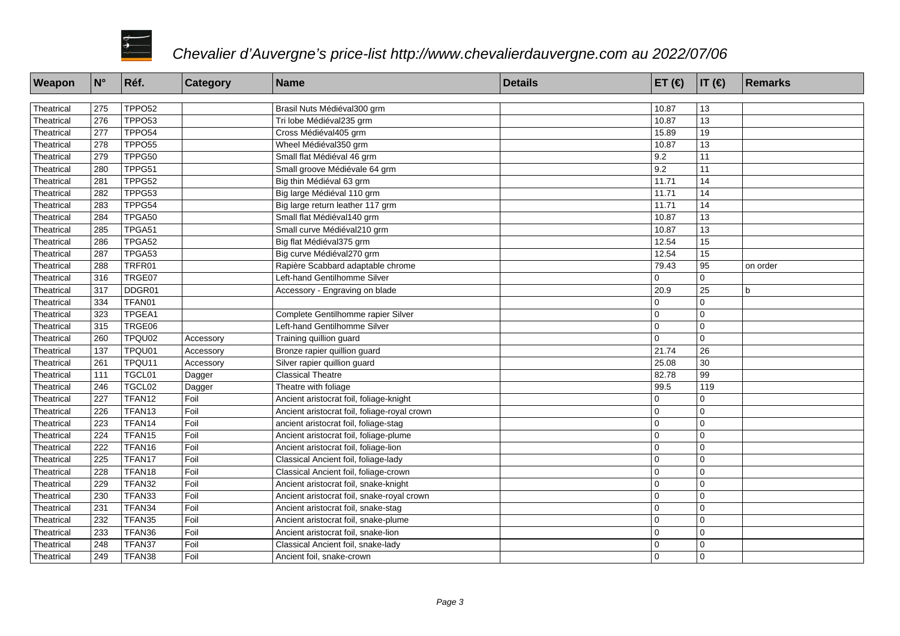*Chevalier d'Auvergne's price-list http://www.chevalierdauvergne.com au 2022/07/06*

| Weapon | N° | Réf. | Category | Name | Details | ET (€) | IT (€) | Remarks |
|---|---|---|---|---|---|---|---|---|
| Theatrical | 275 | TPPO52 | | Brasil Nuts Médiéval300 grm | | 10.87 | 13 | |
| Theatrical | 276 | TPPO53 | | Tri lobe Médiéval235 grm | | 10.87 | 13 | |
| Theatrical | 277 | TPPO54 | | Cross Médiéval405 grm | | 15.89 | 19 | |
| Theatrical | 278 | TPPO55 | | Wheel Médiéval350 grm | | 10.87 | 13 | |
| Theatrical | 279 | TPPG50 | | Small flat Médiéval 46 grm | | 9.2 | 11 | |
| Theatrical | 280 | TPPG51 | | Small groove Médiévale 64 grm | | 9.2 | 11 | |
| Theatrical | 281 | TPPG52 | | Big thin Médiéval 63 grm | | 11.71 | 14 | |
| Theatrical | 282 | TPPG53 | | Big large Médiéval 110 grm | | 11.71 | 14 | |
| Theatrical | 283 | TPPG54 | | Big large return leather 117 grm | | 11.71 | 14 | |
| Theatrical | 284 | TPGA50 | | Small flat Médiéval140 grm | | 10.87 | 13 | |
| Theatrical | 285 | TPGA51 | | Small curve Médiéval210 grm | | 10.87 | 13 | |
| Theatrical | 286 | TPGA52 | | Big flat Médiéval375 grm | | 12.54 | 15 | |
| Theatrical | 287 | TPGA53 | | Big curve Médiéval270 grm | | 12.54 | 15 | |
| Theatrical | 288 | TRFR01 | | Rapière Scabbard adaptable chrome | | 79.43 | 95 | on order |
| Theatrical | 316 | TRGE07 | | Left-hand Gentilhomme Silver | | 0 | 0 | |
| Theatrical | 317 | DDGR01 | | Accessory - Engraving on blade | | 20.9 | 25 | b |
| Theatrical | 334 | TFAN01 | | | | 0 | 0 | |
| Theatrical | 323 | TPGEA1 | | Complete Gentilhomme rapier Silver | | 0 | 0 | |
| Theatrical | 315 | TRGE06 | | Left-hand Gentilhomme Silver | | 0 | 0 | |
| Theatrical | 260 | TPQU02 | Accessory | Training quillion guard | | 0 | 0 | |
| Theatrical | 137 | TPQU01 | Accessory | Bronze rapier quillion guard | | 21.74 | 26 | |
| Theatrical | 261 | TPQU11 | Accessory | Silver rapier quillion guard | | 25.08 | 30 | |
| Theatrical | 111 | TGCL01 | Dagger | Classical Theatre | | 82.78 | 99 | |
| Theatrical | 246 | TGCL02 | Dagger | Theatre with foliage | | 99.5 | 119 | |
| Theatrical | 227 | TFAN12 | Foil | Ancient aristocrat foil, foliage-knight | | 0 | 0 | |
| Theatrical | 226 | TFAN13 | Foil | Ancient aristocrat foil, foliage-royal crown | | 0 | 0 | |
| Theatrical | 223 | TFAN14 | Foil | ancient aristocrat foil, foliage-stag | | 0 | 0 | |
| Theatrical | 224 | TFAN15 | Foil | Ancient aristocrat foil, foliage-plume | | 0 | 0 | |
| Theatrical | 222 | TFAN16 | Foil | Ancient aristocrat foil, foliage-lion | | 0 | 0 | |
| Theatrical | 225 | TFAN17 | Foil | Classical Ancient foil, foliage-lady | | 0 | 0 | |
| Theatrical | 228 | TFAN18 | Foil | Classical Ancient foil, foliage-crown | | 0 | 0 | |
| Theatrical | 229 | TFAN32 | Foil | Ancient aristocrat foil, snake-knight | | 0 | 0 | |
| Theatrical | 230 | TFAN33 | Foil | Ancient aristocrat foil, snake-royal crown | | 0 | 0 | |
| Theatrical | 231 | TFAN34 | Foil | Ancient aristocrat foil, snake-stag | | 0 | 0 | |
| Theatrical | 232 | TFAN35 | Foil | Ancient aristocrat foil, snake-plume | | 0 | 0 | |
| Theatrical | 233 | TFAN36 | Foil | Ancient aristocrat foil, snake-lion | | 0 | 0 | |
| Theatrical | 248 | TFAN37 | Foil | Classical Ancient foil, snake-lady | | 0 | 0 | |
| Theatrical | 249 | TFAN38 | Foil | Ancient foil, snake-crown | | 0 | 0 | |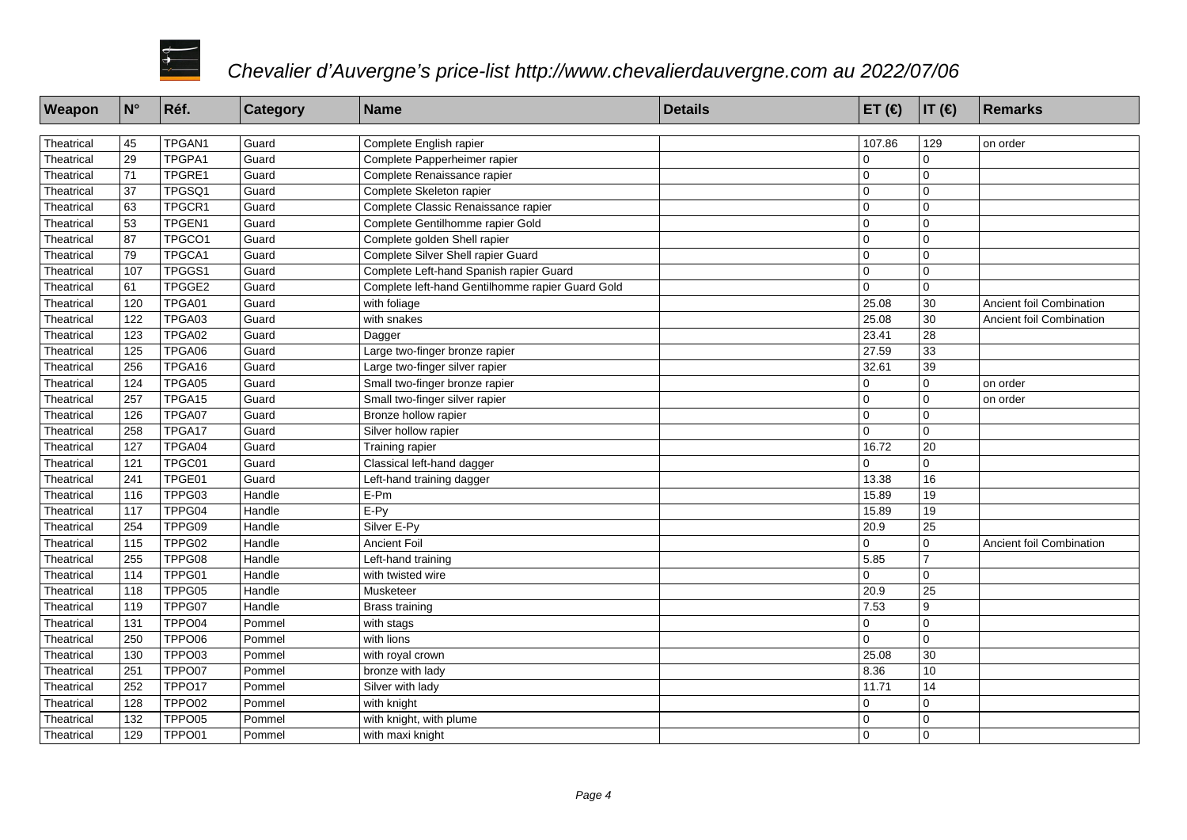# *Chevalier d'Auvergne's price-list http://www.chevalierdauvergne.com au 2022/07/06*

| Weapon | N° | Réf. | Category | Name | Details | ET (€) | IT (€) | Remarks |
|---|---|---|---|---|---|---|---|---|
| Theatrical | 45 | TPGAN1 | Guard | Complete English rapier | | 107.86 | 129 | on order |
| Theatrical | 29 | TPGPA1 | Guard | Complete Papperheimer rapier | | 0 | 0 | |
| Theatrical | 71 | TPGRE1 | Guard | Complete Renaissance rapier | | 0 | 0 | |
| Theatrical | 37 | TPGSQ1 | Guard | Complete Skeleton rapier | | 0 | 0 | |
| Theatrical | 63 | TPGCR1 | Guard | Complete Classic Renaissance rapier | | 0 | 0 | |
| Theatrical | 53 | TPGEN1 | Guard | Complete Gentilhomme rapier Gold | | 0 | 0 | |
| Theatrical | 87 | TPGCO1 | Guard | Complete golden Shell rapier | | 0 | 0 | |
| Theatrical | 79 | TPGCA1 | Guard | Complete Silver Shell rapier Guard | | 0 | 0 | |
| Theatrical | 107 | TPGGS1 | Guard | Complete Left-hand Spanish rapier Guard | | 0 | 0 | |
| Theatrical | 61 | TPGGE2 | Guard | Complete left-hand Gentilhomme rapier Guard Gold | | 0 | 0 | |
| Theatrical | 120 | TPGA01 | Guard | with foliage | | 25.08 | 30 | Ancient foil Combination |
| Theatrical | 122 | TPGA03 | Guard | with snakes | | 25.08 | 30 | Ancient foil Combination |
| Theatrical | 123 | TPGA02 | Guard | Dagger | | 23.41 | 28 | |
| Theatrical | 125 | TPGA06 | Guard | Large two-finger bronze rapier | | 27.59 | 33 | |
| Theatrical | 256 | TPGA16 | Guard | Large two-finger silver rapier | | 32.61 | 39 | |
| Theatrical | 124 | TPGA05 | Guard | Small two-finger bronze rapier | | 0 | 0 | on order |
| Theatrical | 257 | TPGA15 | Guard | Small two-finger silver rapier | | 0 | 0 | on order |
| Theatrical | 126 | TPGA07 | Guard | Bronze hollow rapier | | 0 | 0 | |
| Theatrical | 258 | TPGA17 | Guard | Silver hollow rapier | | 0 | 0 | |
| Theatrical | 127 | TPGA04 | Guard | Training rapier | | 16.72 | 20 | |
| Theatrical | 121 | TPGC01 | Guard | Classical left-hand dagger | | 0 | 0 | |
| Theatrical | 241 | TPGE01 | Guard | Left-hand training dagger | | 13.38 | 16 | |
| Theatrical | 116 | TPPG03 | Handle | E-Pm | | 15.89 | 19 | |
| Theatrical | 117 | TPPG04 | Handle | E-Py | | 15.89 | 19 | |
| Theatrical | 254 | TPPG09 | Handle | Silver E-Py | | 20.9 | 25 | |
| Theatrical | 115 | TPPG02 | Handle | Ancient Foil | | 0 | 0 | Ancient foil Combination |
| Theatrical | 255 | TPPG08 | Handle | Left-hand training | | 5.85 | 7 | |
| Theatrical | 114 | TPPG01 | Handle | with twisted wire | | 0 | 0 | |
| Theatrical | 118 | TPPG05 | Handle | Musketeer | | 20.9 | 25 | |
| Theatrical | 119 | TPPG07 | Handle | Brass training | | 7.53 | 9 | |
| Theatrical | 131 | TPPO04 | Pommel | with stags | | 0 | 0 | |
| Theatrical | 250 | TPPO06 | Pommel | with lions | | 0 | 0 | |
| Theatrical | 130 | TPPO03 | Pommel | with royal crown | | 25.08 | 30 | |
| Theatrical | 251 | TPPO07 | Pommel | bronze with lady | | 8.36 | 10 | |
| Theatrical | 252 | TPPO17 | Pommel | Silver with lady | | 11.71 | 14 | |
| Theatrical | 128 | TPPO02 | Pommel | with knight | | 0 | 0 | |
| Theatrical | 132 | TPPO05 | Pommel | with knight, with plume | | 0 | 0 | |
| Theatrical | 129 | TPPO01 | Pommel | with maxi knight | | 0 | 0 | |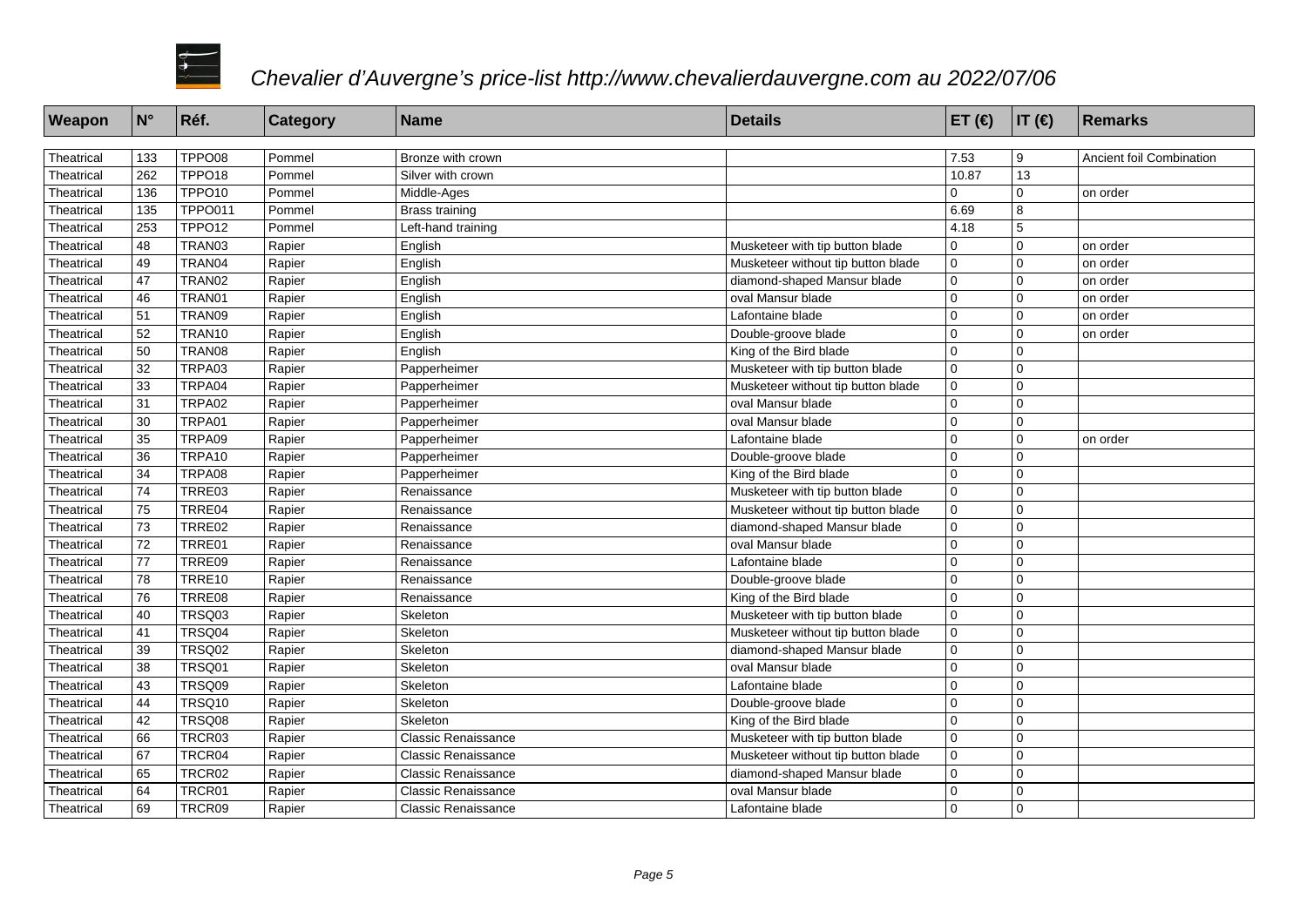# *Chevalier d'Auvergne's price-list http://www.chevalierdauvergne.com au 2022/07/06*

| Weapon | N° | Réf. | Category | Name | Details | ET (€) | IT (€) | Remarks |
|---|---|---|---|---|---|---|---|---|
| Theatrical | 133 | TPPO08 | Pommel | Bronze with crown | | 7.53 | 9 | Ancient foil Combination |
| Theatrical | 262 | TPPO18 | Pommel | Silver with crown | | 10.87 | 13 | |
| Theatrical | 136 | TPPO10 | Pommel | Middle-Ages | | 0 | 0 | on order |
| Theatrical | 135 | TPPO011 | Pommel | Brass training | | 6.69 | 8 | |
| Theatrical | 253 | TPPO12 | Pommel | Left-hand training | | 4.18 | 5 | |
| Theatrical | 48 | TRAN03 | Rapier | English | Musketeer with tip button blade | 0 | 0 | on order |
| Theatrical | 49 | TRAN04 | Rapier | English | Musketeer without tip button blade | 0 | 0 | on order |
| Theatrical | 47 | TRAN02 | Rapier | English | diamond-shaped Mansur blade | 0 | 0 | on order |
| Theatrical | 46 | TRAN01 | Rapier | English | oval Mansur blade | 0 | 0 | on order |
| Theatrical | 51 | TRAN09 | Rapier | English | Lafontaine blade | 0 | 0 | on order |
| Theatrical | 52 | TRAN10 | Rapier | English | Double-groove blade | 0 | 0 | on order |
| Theatrical | 50 | TRAN08 | Rapier | English | King of the Bird blade | 0 | 0 | |
| Theatrical | 32 | TRPA03 | Rapier | Papperheimer | Musketeer with tip button blade | 0 | 0 | |
| Theatrical | 33 | TRPA04 | Rapier | Papperheimer | Musketeer without tip button blade | 0 | 0 | |
| Theatrical | 31 | TRPA02 | Rapier | Papperheimer | oval Mansur blade | 0 | 0 | |
| Theatrical | 30 | TRPA01 | Rapier | Papperheimer | oval Mansur blade | 0 | 0 | |
| Theatrical | 35 | TRPA09 | Rapier | Papperheimer | Lafontaine blade | 0 | 0 | on order |
| Theatrical | 36 | TRPA10 | Rapier | Papperheimer | Double-groove blade | 0 | 0 | |
| Theatrical | 34 | TRPA08 | Rapier | Papperheimer | King of the Bird blade | 0 | 0 | |
| Theatrical | 74 | TRRE03 | Rapier | Renaissance | Musketeer with tip button blade | 0 | 0 | |
| Theatrical | 75 | TRRE04 | Rapier | Renaissance | Musketeer without tip button blade | 0 | 0 | |
| Theatrical | 73 | TRRE02 | Rapier | Renaissance | diamond-shaped Mansur blade | 0 | 0 | |
| Theatrical | 72 | TRRE01 | Rapier | Renaissance | oval Mansur blade | 0 | 0 | |
| Theatrical | 77 | TRRE09 | Rapier | Renaissance | Lafontaine blade | 0 | 0 | |
| Theatrical | 78 | TRRE10 | Rapier | Renaissance | Double-groove blade | 0 | 0 | |
| Theatrical | 76 | TRRE08 | Rapier | Renaissance | King of the Bird blade | 0 | 0 | |
| Theatrical | 40 | TRSQ03 | Rapier | Skeleton | Musketeer with tip button blade | 0 | 0 | |
| Theatrical | 41 | TRSQ04 | Rapier | Skeleton | Musketeer without tip button blade | 0 | 0 | |
| Theatrical | 39 | TRSQ02 | Rapier | Skeleton | diamond-shaped Mansur blade | 0 | 0 | |
| Theatrical | 38 | TRSQ01 | Rapier | Skeleton | oval Mansur blade | 0 | 0 | |
| Theatrical | 43 | TRSQ09 | Rapier | Skeleton | Lafontaine blade | 0 | 0 | |
| Theatrical | 44 | TRSQ10 | Rapier | Skeleton | Double-groove blade | 0 | 0 | |
| Theatrical | 42 | TRSQ08 | Rapier | Skeleton | King of the Bird blade | 0 | 0 | |
| Theatrical | 66 | TRCR03 | Rapier | Classic Renaissance | Musketeer with tip button blade | 0 | 0 | |
| Theatrical | 67 | TRCR04 | Rapier | Classic Renaissance | Musketeer without tip button blade | 0 | 0 | |
| Theatrical | 65 | TRCR02 | Rapier | Classic Renaissance | diamond-shaped Mansur blade | 0 | 0 | |
| Theatrical | 64 | TRCR01 | Rapier | Classic Renaissance | oval Mansur blade | 0 | 0 | |
| Theatrical | 69 | TRCR09 | Rapier | Classic Renaissance | Lafontaine blade | 0 | 0 | |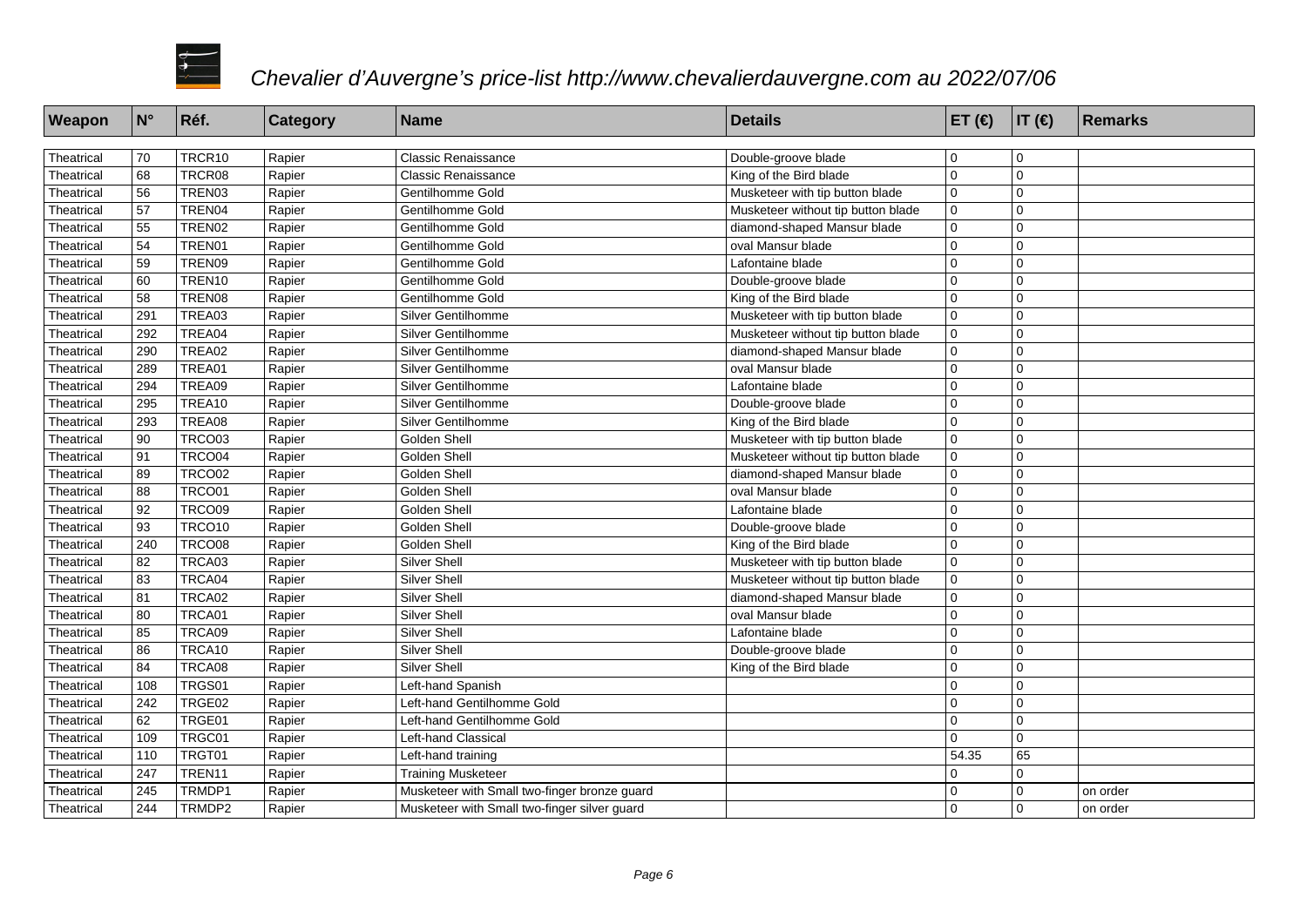# *Chevalier d'Auvergne's price-list http://www.chevalierdauvergne.com au 2022/07/06*

| Weapon | N° | Réf. | Category | Name | Details | ET (€) | IT (€) | Remarks |
|---|---|---|---|---|---|---|---|---|
| Theatrical | 70 | TRCR10 | Rapier | Classic Renaissance | Double-groove blade | 0 | 0 | |
| Theatrical | 68 | TRCR08 | Rapier | Classic Renaissance | King of the Bird blade | 0 | 0 | |
| Theatrical | 56 | TREN03 | Rapier | Gentilhomme Gold | Musketeer with tip button blade | 0 | 0 | |
| Theatrical | 57 | TREN04 | Rapier | Gentilhomme Gold | Musketeer without tip button blade | 0 | 0 | |
| Theatrical | 55 | TREN02 | Rapier | Gentilhomme Gold | diamond-shaped Mansur blade | 0 | 0 | |
| Theatrical | 54 | TREN01 | Rapier | Gentilhomme Gold | oval Mansur blade | 0 | 0 | |
| Theatrical | 59 | TREN09 | Rapier | Gentilhomme Gold | Lafontaine blade | 0 | 0 | |
| Theatrical | 60 | TREN10 | Rapier | Gentilhomme Gold | Double-groove blade | 0 | 0 | |
| Theatrical | 58 | TREN08 | Rapier | Gentilhomme Gold | King of the Bird blade | 0 | 0 | |
| Theatrical | 291 | TREA03 | Rapier | Silver Gentilhomme | Musketeer with tip button blade | 0 | 0 | |
| Theatrical | 292 | TREA04 | Rapier | Silver Gentilhomme | Musketeer without tip button blade | 0 | 0 | |
| Theatrical | 290 | TREA02 | Rapier | Silver Gentilhomme | diamond-shaped Mansur blade | 0 | 0 | |
| Theatrical | 289 | TREA01 | Rapier | Silver Gentilhomme | oval Mansur blade | 0 | 0 | |
| Theatrical | 294 | TREA09 | Rapier | Silver Gentilhomme | Lafontaine blade | 0 | 0 | |
| Theatrical | 295 | TREA10 | Rapier | Silver Gentilhomme | Double-groove blade | 0 | 0 | |
| Theatrical | 293 | TREA08 | Rapier | Silver Gentilhomme | King of the Bird blade | 0 | 0 | |
| Theatrical | 90 | TRCO03 | Rapier | Golden Shell | Musketeer with tip button blade | 0 | 0 | |
| Theatrical | 91 | TRCO04 | Rapier | Golden Shell | Musketeer without tip button blade | 0 | 0 | |
| Theatrical | 89 | TRCO02 | Rapier | Golden Shell | diamond-shaped Mansur blade | 0 | 0 | |
| Theatrical | 88 | TRCO01 | Rapier | Golden Shell | oval Mansur blade | 0 | 0 | |
| Theatrical | 92 | TRCO09 | Rapier | Golden Shell | Lafontaine blade | 0 | 0 | |
| Theatrical | 93 | TRCO10 | Rapier | Golden Shell | Double-groove blade | 0 | 0 | |
| Theatrical | 240 | TRCO08 | Rapier | Golden Shell | King of the Bird blade | 0 | 0 | |
| Theatrical | 82 | TRCA03 | Rapier | Silver Shell | Musketeer with tip button blade | 0 | 0 | |
| Theatrical | 83 | TRCA04 | Rapier | Silver Shell | Musketeer without tip button blade | 0 | 0 | |
| Theatrical | 81 | TRCA02 | Rapier | Silver Shell | diamond-shaped Mansur blade | 0 | 0 | |
| Theatrical | 80 | TRCA01 | Rapier | Silver Shell | oval Mansur blade | 0 | 0 | |
| Theatrical | 85 | TRCA09 | Rapier | Silver Shell | Lafontaine blade | 0 | 0 | |
| Theatrical | 86 | TRCA10 | Rapier | Silver Shell | Double-groove blade | 0 | 0 | |
| Theatrical | 84 | TRCA08 | Rapier | Silver Shell | King of the Bird blade | 0 | 0 | |
| Theatrical | 108 | TRGS01 | Rapier | Left-hand Spanish | | 0 | 0 | |
| Theatrical | 242 | TRGE02 | Rapier | Left-hand Gentilhomme Gold | | 0 | 0 | |
| Theatrical | 62 | TRGE01 | Rapier | Left-hand Gentilhomme Gold | | 0 | 0 | |
| Theatrical | 109 | TRGC01 | Rapier | Left-hand Classical | | 0 | 0 | |
| Theatrical | 110 | TRGT01 | Rapier | Left-hand training | | 54.35 | 65 | |
| Theatrical | 247 | TREN11 | Rapier | Training Musketeer | | 0 | 0 | |
| Theatrical | 245 | TRMDP1 | Rapier | Musketeer with Small two-finger bronze guard | | 0 | 0 | on order |
| Theatrical | 244 | TRMDP2 | Rapier | Musketeer with Small two-finger silver guard | | 0 | 0 | on order |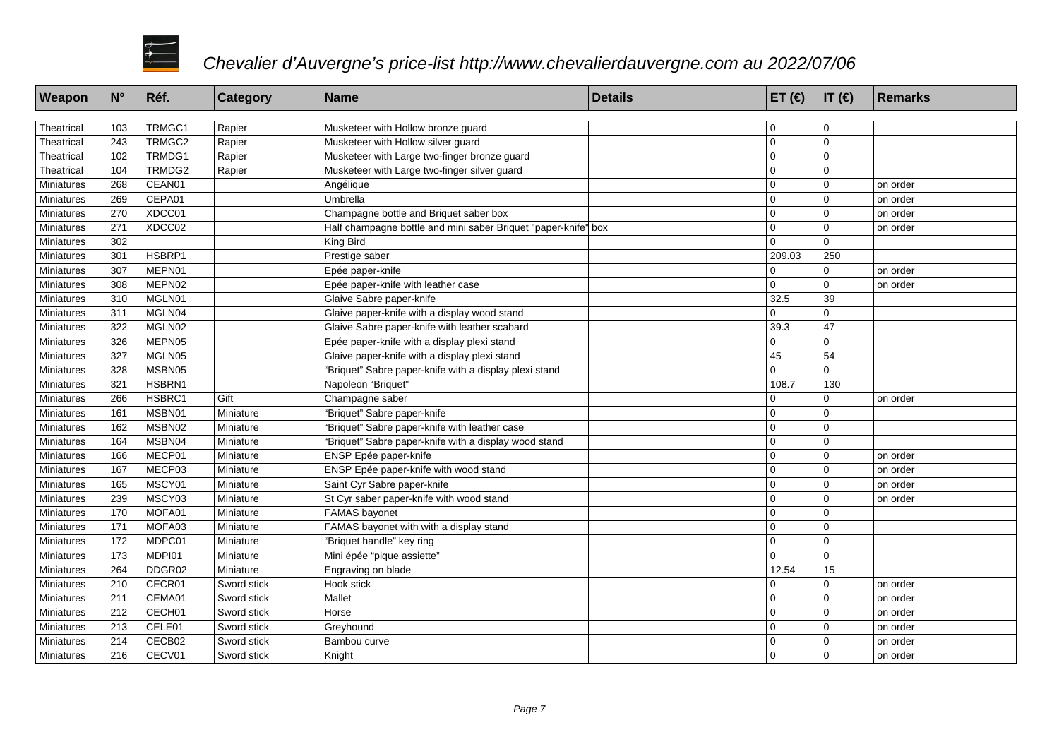# *Chevalier d'Auvergne's price-list http://www.chevalierdauvergne.com au 2022/07/06*

| Weapon | N° | Réf. | Category | Name | Details | ET (€) | IT (€) | Remarks |
|---|---|---|---|---|---|---|---|---|
| Theatrical | 103 | TRMGC1 | Rapier | Musketeer with Hollow bronze guard | | 0 | 0 | |
| Theatrical | 243 | TRMGC2 | Rapier | Musketeer with Hollow silver guard | | 0 | 0 | |
| Theatrical | 102 | TRMDG1 | Rapier | Musketeer with Large two-finger bronze guard | | 0 | 0 | |
| Theatrical | 104 | TRMDG2 | Rapier | Musketeer with Large two-finger silver guard | | 0 | 0 | |
| Miniatures | 268 | CEAN01 | | Angélique | | 0 | 0 | on order |
| Miniatures | 269 | CEPA01 | | Umbrella | | 0 | 0 | on order |
| Miniatures | 270 | XDCC01 | | Champagne bottle and Briquet saber box | | 0 | 0 | on order |
| Miniatures | 271 | XDCC02 | | Half champagne bottle and mini saber Briquet "paper-knife" box | | 0 | 0 | on order |
| Miniatures | 302 | | | King Bird | | 0 | 0 | |
| Miniatures | 301 | HSBRP1 | | Prestige saber | | 209.03 | 250 | |
| Miniatures | 307 | MEPN01 | | Epée paper-knife | | 0 | 0 | on order |
| Miniatures | 308 | MEPN02 | | Epée paper-knife with leather case | | 0 | 0 | on order |
| Miniatures | 310 | MGLN01 | | Glaive Sabre paper-knife | | 32.5 | 39 | |
| Miniatures | 311 | MGLN04 | | Glaive paper-knife with a display wood stand | | 0 | 0 | |
| Miniatures | 322 | MGLN02 | | Glaive Sabre paper-knife with leather scabard | | 39.3 | 47 | |
| Miniatures | 326 | MEPN05 | | Epée paper-knife with a display plexi stand | | 0 | 0 | |
| Miniatures | 327 | MGLN05 | | Glaive paper-knife with a display plexi stand | | 45 | 54 | |
| Miniatures | 328 | MSBN05 | | "Briquet" Sabre paper-knife with a display plexi stand | | 0 | 0 | |
| Miniatures | 321 | HSBRN1 | | Napoleon "Briquet" | | 108.7 | 130 | |
| Miniatures | 266 | HSBRC1 | Gift | Champagne saber | | 0 | 0 | on order |
| Miniatures | 161 | MSBN01 | Miniature | "Briquet" Sabre paper-knife | | 0 | 0 | |
| Miniatures | 162 | MSBN02 | Miniature | "Briquet" Sabre paper-knife with leather case | | 0 | 0 | |
| Miniatures | 164 | MSBN04 | Miniature | "Briquet" Sabre paper-knife with a display wood stand | | 0 | 0 | |
| Miniatures | 166 | MECP01 | Miniature | ENSP Epée paper-knife | | 0 | 0 | on order |
| Miniatures | 167 | MECP03 | Miniature | ENSP Epée paper-knife with wood stand | | 0 | 0 | on order |
| Miniatures | 165 | MSCY01 | Miniature | Saint Cyr Sabre paper-knife | | 0 | 0 | on order |
| Miniatures | 239 | MSCY03 | Miniature | St Cyr saber paper-knife with wood stand | | 0 | 0 | on order |
| Miniatures | 170 | MOFA01 | Miniature | FAMAS bayonet | | 0 | 0 | |
| Miniatures | 171 | MOFA03 | Miniature | FAMAS bayonet with with a display stand | | 0 | 0 | |
| Miniatures | 172 | MDPC01 | Miniature | "Briquet handle" key ring | | 0 | 0 | |
| Miniatures | 173 | MDPI01 | Miniature | Mini épée "pique assiette" | | 0 | 0 | |
| Miniatures | 264 | DDGR02 | Miniature | Engraving on blade | | 12.54 | 15 | |
| Miniatures | 210 | CECR01 | Sword stick | Hook stick | | 0 | 0 | on order |
| Miniatures | 211 | CEMA01 | Sword stick | Mallet | | 0 | 0 | on order |
| Miniatures | 212 | CECH01 | Sword stick | Horse | | 0 | 0 | on order |
| Miniatures | 213 | CELE01 | Sword stick | Greyhound | | 0 | 0 | on order |
| Miniatures | 214 | CECB02 | Sword stick | Bambou curve | | 0 | 0 | on order |
| Miniatures | 216 | CECV01 | Sword stick | Knight | | 0 | 0 | on order |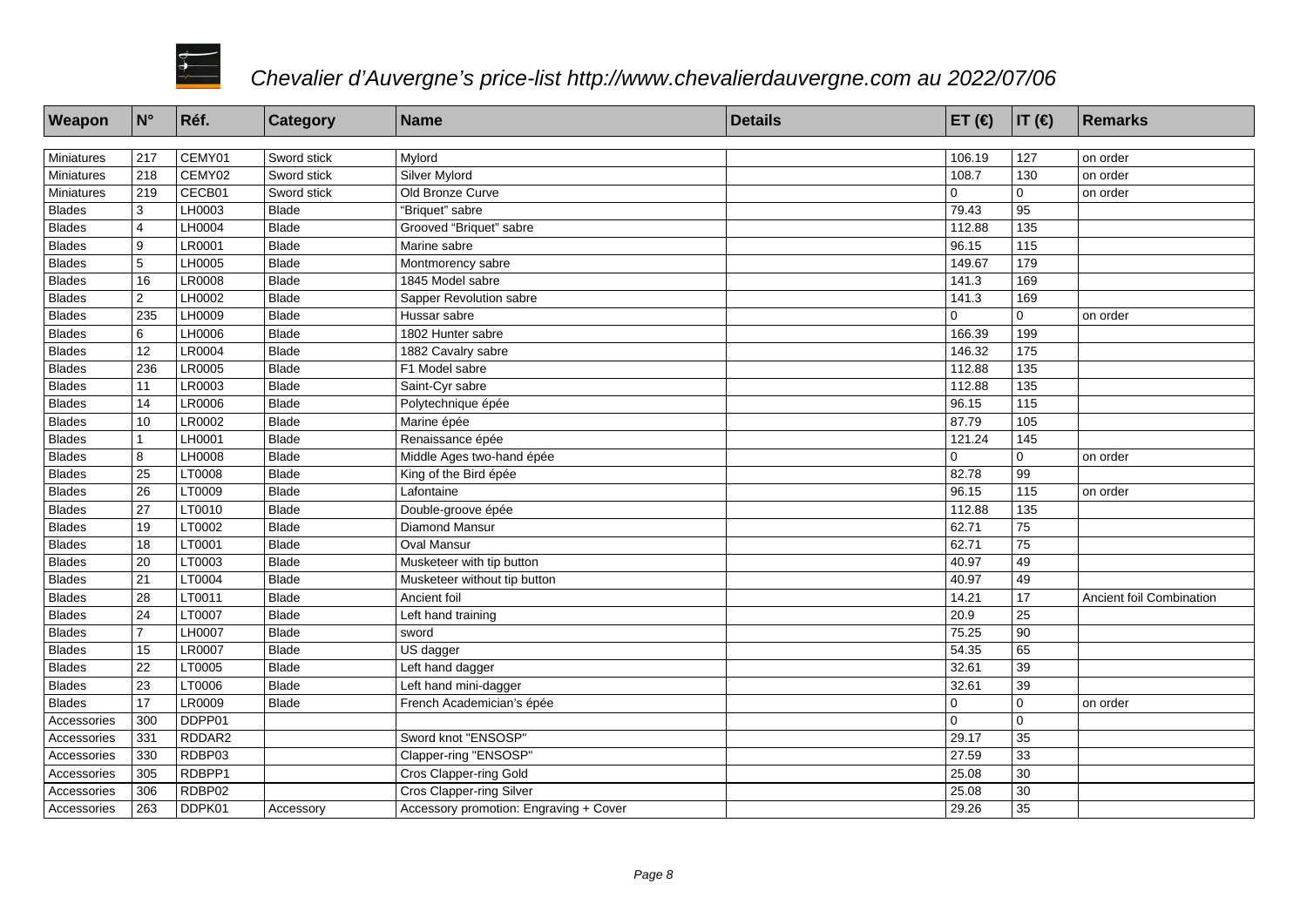*Chevalier d'Auvergne's price-list http://www.chevalierdauvergne.com au 2022/07/06*

| Weapon | N° | Réf. | Category | Name | Details | ET (€) | IT (€) | Remarks |
|---|---|---|---|---|---|---|---|---|
| Miniatures | 217 | CEMY01 | Sword stick | Mylord | | 106.19 | 127 | on order |
| Miniatures | 218 | CEMY02 | Sword stick | Silver Mylord | | 108.7 | 130 | on order |
| Miniatures | 219 | CECB01 | Sword stick | Old Bronze Curve | | 0 | 0 | on order |
| Blades | 3 | LH0003 | Blade | "Briquet" sabre | | 79.43 | 95 | |
| Blades | 4 | LH0004 | Blade | Grooved "Briquet" sabre | | 112.88 | 135 | |
| Blades | 9 | LR0001 | Blade | Marine sabre | | 96.15 | 115 | |
| Blades | 5 | LH0005 | Blade | Montmorency sabre | | 149.67 | 179 | |
| Blades | 16 | LR0008 | Blade | 1845 Model sabre | | 141.3 | 169 | |
| Blades | 2 | LH0002 | Blade | Sapper Revolution sabre | | 141.3 | 169 | |
| Blades | 235 | LH0009 | Blade | Hussar sabre | | 0 | 0 | on order |
| Blades | 6 | LH0006 | Blade | 1802 Hunter sabre | | 166.39 | 199 | |
| Blades | 12 | LR0004 | Blade | 1882 Cavalry sabre | | 146.32 | 175 | |
| Blades | 236 | LR0005 | Blade | F1 Model sabre | | 112.88 | 135 | |
| Blades | 11 | LR0003 | Blade | Saint-Cyr sabre | | 112.88 | 135 | |
| Blades | 14 | LR0006 | Blade | Polytechnique épée | | 96.15 | 115 | |
| Blades | 10 | LR0002 | Blade | Marine épée | | 87.79 | 105 | |
| Blades | 1 | LH0001 | Blade | Renaissance épée | | 121.24 | 145 | |
| Blades | 8 | LH0008 | Blade | Middle Ages two-hand épée | | 0 | 0 | on order |
| Blades | 25 | LT0008 | Blade | King of the Bird épée | | 82.78 | 99 | |
| Blades | 26 | LT0009 | Blade | Lafontaine | | 96.15 | 115 | on order |
| Blades | 27 | LT0010 | Blade | Double-groove épée | | 112.88 | 135 | |
| Blades | 19 | LT0002 | Blade | Diamond Mansur | | 62.71 | 75 | |
| Blades | 18 | LT0001 | Blade | Oval Mansur | | 62.71 | 75 | |
| Blades | 20 | LT0003 | Blade | Musketeer with tip button | | 40.97 | 49 | |
| Blades | 21 | LT0004 | Blade | Musketeer without tip button | | 40.97 | 49 | |
| Blades | 28 | LT0011 | Blade | Ancient foil | | 14.21 | 17 | Ancient foil Combination |
| Blades | 24 | LT0007 | Blade | Left hand training | | 20.9 | 25 | |
| Blades | 7 | LH0007 | Blade | sword | | 75.25 | 90 | |
| Blades | 15 | LR0007 | Blade | US dagger | | 54.35 | 65 | |
| Blades | 22 | LT0005 | Blade | Left hand dagger | | 32.61 | 39 | |
| Blades | 23 | LT0006 | Blade | Left hand mini-dagger | | 32.61 | 39 | |
| Blades | 17 | LR0009 | Blade | French Academician's épée | | 0 | 0 | on order |
| Accessories | 300 | DDPP01 | | | | 0 | 0 | |
| Accessories | 331 | RDDAR2 | | Sword knot "ENSOSP" | | 29.17 | 35 | |
| Accessories | 330 | RDBP03 | | Clapper-ring "ENSOSP" | | 27.59 | 33 | |
| Accessories | 305 | RDBPP1 | | Cros Clapper-ring Gold | | 25.08 | 30 | |
| Accessories | 306 | RDBP02 | | Cros Clapper-ring Silver | | 25.08 | 30 | |
| Accessories | 263 | DDPK01 | Accessory | Accessory promotion: Engraving + Cover | | 29.26 | 35 | |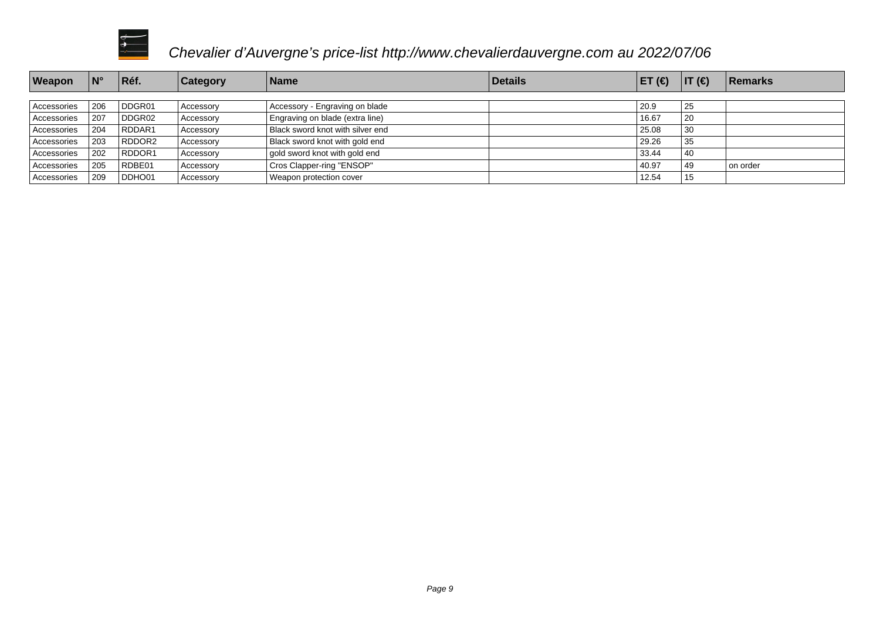*Chevalier d'Auvergne's price-list http://www.chevalierdauvergne.com au 2022/07/06*

| Weapon | N° | Réf. | Category | Name | Details | ET (€) | IT (€) | Remarks |
|---|---|---|---|---|---|---|---|---|
| Accessories | 206 | DDGR01 | Accessory | Accessory - Engraving on blade | | 20.9 | 25 | |
| Accessories | 207 | DDGR02 | Accessory | Engraving on blade (extra line) | | 16.67 | 20 | |
| Accessories | 204 | RDDAR1 | Accessory | Black sword knot with silver end | | 25.08 | 30 | |
| Accessories | 203 | RDDOR2 | Accessory | Black sword knot with gold end | | 29.26 | 35 | |
| Accessories | 202 | RDDOR1 | Accessory | gold sword knot with gold end | | 33.44 | 40 | |
| Accessories | 205 | RDBE01 | Accessory | Cros Clapper-ring "ENSOP" | | 40.97 | 49 | on order |
| Accessories | 209 | DDHO01 | Accessory | Weapon protection cover | | 12.54 | 15 | |